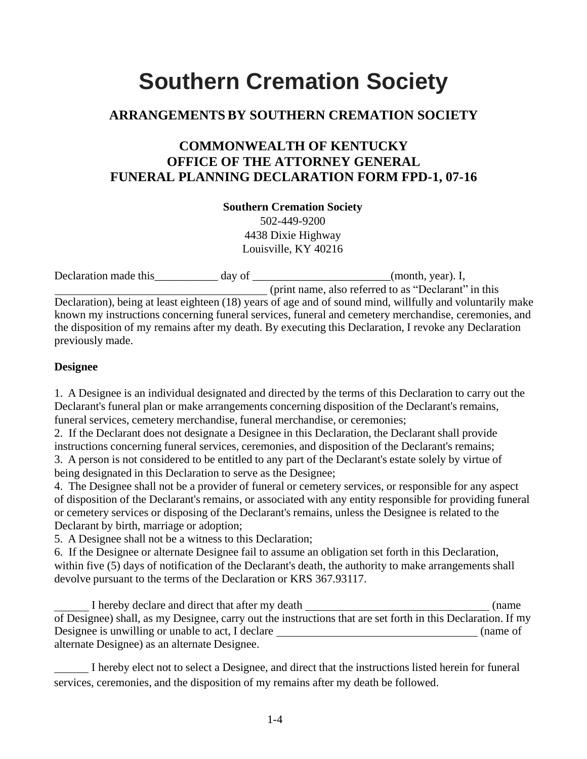# Southern Cremation Society

## ARRANGEMENTS BY SOUTHERN CREMATION SOCIETY

## COMMONWEALTH OF KENTUCKY
## OFFICE OF THE ATTORNEY GENERAL
## FUNERAL PLANNING DECLARATION FORM FPD-1, 07-16

**Southern Cremation Society**
502-449-9200
4438 Dixie Highway
Louisville, KY 40216

Declaration made this___________ day of ________________________(month, year). I, ____________________________________ (print name, also referred to as "Declarant" in this Declaration), being at least eighteen (18) years of age and of sound mind, willfully and voluntarily make known my instructions concerning funeral services, funeral and cemetery merchandise, ceremonies, and the disposition of my remains after my death. By executing this Declaration, I revoke any Declaration previously made.

**Designee**

1. A Designee is an individual designated and directed by the terms of this Declaration to carry out the Declarant's funeral plan or make arrangements concerning disposition of the Declarant's remains, funeral services, cemetery merchandise, funeral merchandise, or ceremonies;
2. If the Declarant does not designate a Designee in this Declaration, the Declarant shall provide instructions concerning funeral services, ceremonies, and disposition of the Declarant's remains;
3. A person is not considered to be entitled to any part of the Declarant's estate solely by virtue of being designated in this Declaration to serve as the Designee;
4. The Designee shall not be a provider of funeral or cemetery services, or responsible for any aspect of disposition of the Declarant's remains, or associated with any entity responsible for providing funeral or cemetery services or disposing of the Declarant's remains, unless the Designee is related to the Declarant by birth, marriage or adoption;
5. A Designee shall not be a witness to this Declaration;
6. If the Designee or alternate Designee fail to assume an obligation set forth in this Declaration, within five (5) days of notification of the Declarant's death, the authority to make arrangements shall devolve pursuant to the terms of the Declaration or KRS 367.93117.

______ I hereby declare and direct that after my death ________________________________ (name of Designee) shall, as my Designee, carry out the instructions that are set forth in this Declaration. If my Designee is unwilling or unable to act, I declare ___________________________________ (name of alternate Designee) as an alternate Designee.

______ I hereby elect not to select a Designee, and direct that the instructions listed herein for funeral services, ceremonies, and the disposition of my remains after my death be followed.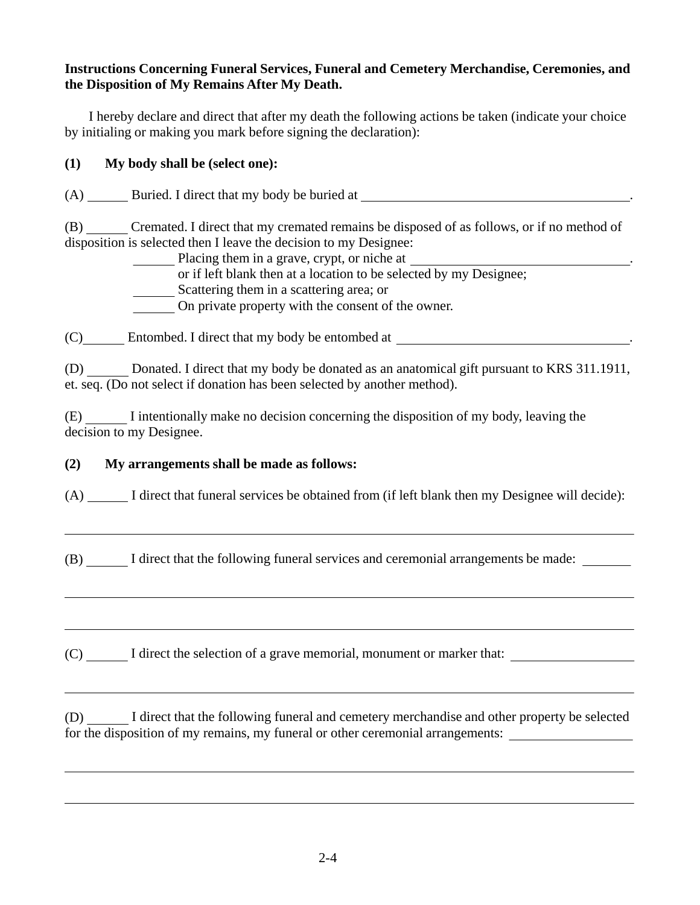**Instructions Concerning Funeral Services, Funeral and Cemetery Merchandise, Ceremonies, and the Disposition of My Remains After My Death.**

I hereby declare and direct that after my death the following actions be taken (indicate your choice by initialing or making you mark before signing the declaration):

**(1) My body shall be (select one):**

(A) ______ Buried. I direct that my body be buried at ________________________________________.

(B) ______ Cremated. I direct that my cremated remains be disposed of as follows, or if no method of disposition is selected then I leave the decision to my Designee:

- ______ Placing them in a grave, crypt, or niche at ________________________________. or if left blank then at a location to be selected by my Designee;
- ______ Scattering them in a scattering area; or
- ______ On private property with the consent of the owner.

(C)______ Entombed. I direct that my body be entombed at ________________________________.

(D) ______ Donated. I direct that my body be donated as an anatomical gift pursuant to KRS 311.1911, et. seq. (Do not select if donation has been selected by another method).

(E) ______ I intentionally make no decision concerning the disposition of my body, leaving the decision to my Designee.

**(2) My arrangements shall be made as follows:**

(A) ______ I direct that funeral services be obtained from (if left blank then my Designee will decide):

________________________________________________________________________________

(B) ______ I direct that the following funeral services and ceremonial arrangements be made: _______

________________________________________________________________________________

________________________________________________________________________________

(C) ______ I direct the selection of a grave memorial, monument or marker that: __________________

________________________________________________________________________________

(D) ______ I direct that the following funeral and cemetery merchandise and other property be selected for the disposition of my remains, my funeral or other ceremonial arrangements: __________________

________________________________________________________________________________

________________________________________________________________________________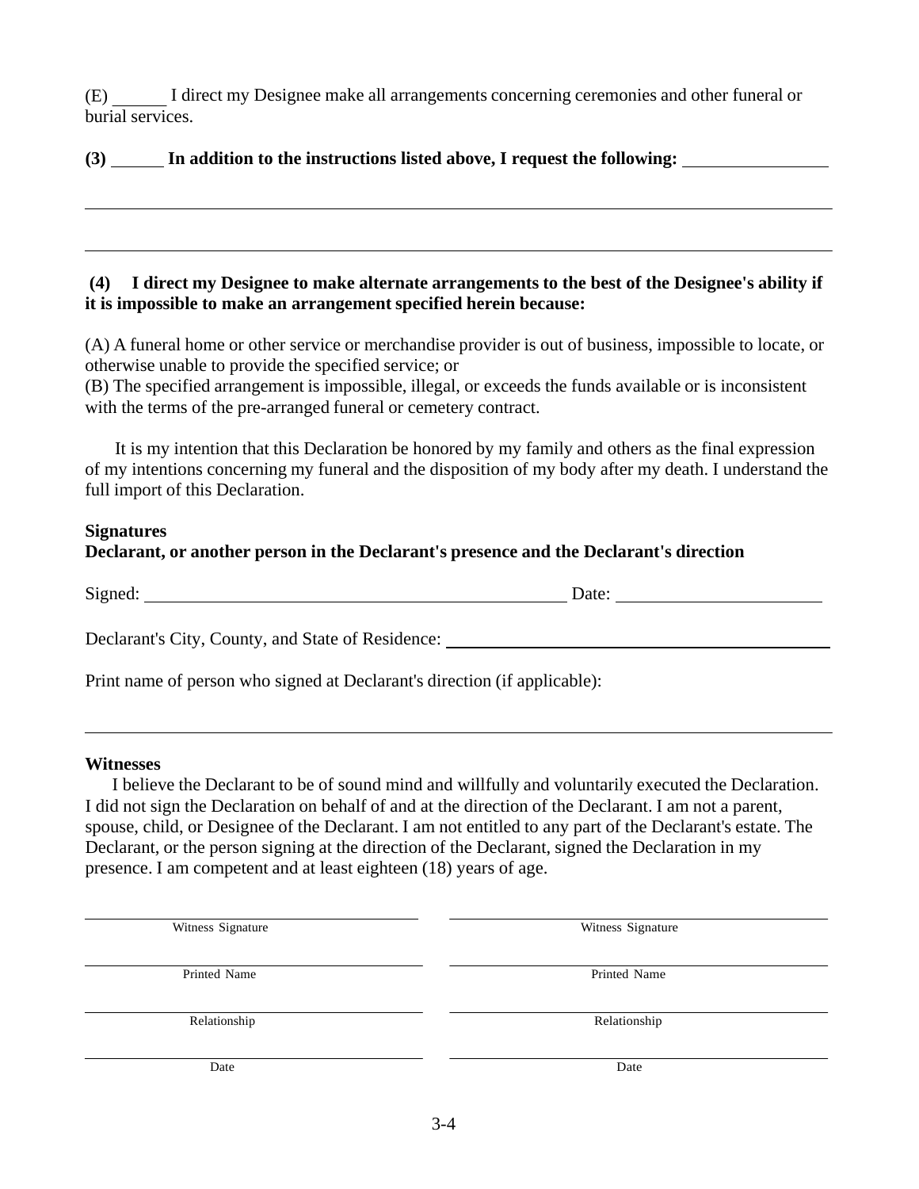(E) ______ I direct my Designee make all arrangements concerning ceremonies and other funeral or burial services.

**(3) ______ In addition to the instructions listed above, I request the following:** ________________

______________________________________________________________________________

______________________________________________________________________________

**(4) I direct my Designee to make alternate arrangements to the best of the Designee's ability if it is impossible to make an arrangement specified herein because:**

(A) A funeral home or other service or merchandise provider is out of business, impossible to locate, or otherwise unable to provide the specified service; or
(B) The specified arrangement is impossible, illegal, or exceeds the funds available or is inconsistent with the terms of the pre-arranged funeral or cemetery contract.

It is my intention that this Declaration be honored by my family and others as the final expression of my intentions concerning my funeral and the disposition of my body after my death. I understand the full import of this Declaration.

**Signatures**
**Declarant, or another person in the Declarant's presence and the Declarant's direction**

Signed: ________________________________________ Date: ____________________

Declarant's City, County, and State of Residence: ____________________________________

Print name of person who signed at Declarant's direction (if applicable):

______________________________________________________________________________

**Witnesses**

I believe the Declarant to be of sound mind and willfully and voluntarily executed the Declaration. I did not sign the Declaration on behalf of and at the direction of the Declarant. I am not a parent, spouse, child, or Designee of the Declarant. I am not entitled to any part of the Declarant's estate. The Declarant, or the person signing at the direction of the Declarant, signed the Declaration in my presence. I am competent and at least eighteen (18) years of age.

| | |
|---|---|
| ____________________ Witness Signature | ____________________ Witness Signature |
| ____________________ Printed Name | ____________________ Printed Name |
| ____________________ Relationship | ____________________ Relationship |
| ____________________ Date | ____________________ Date |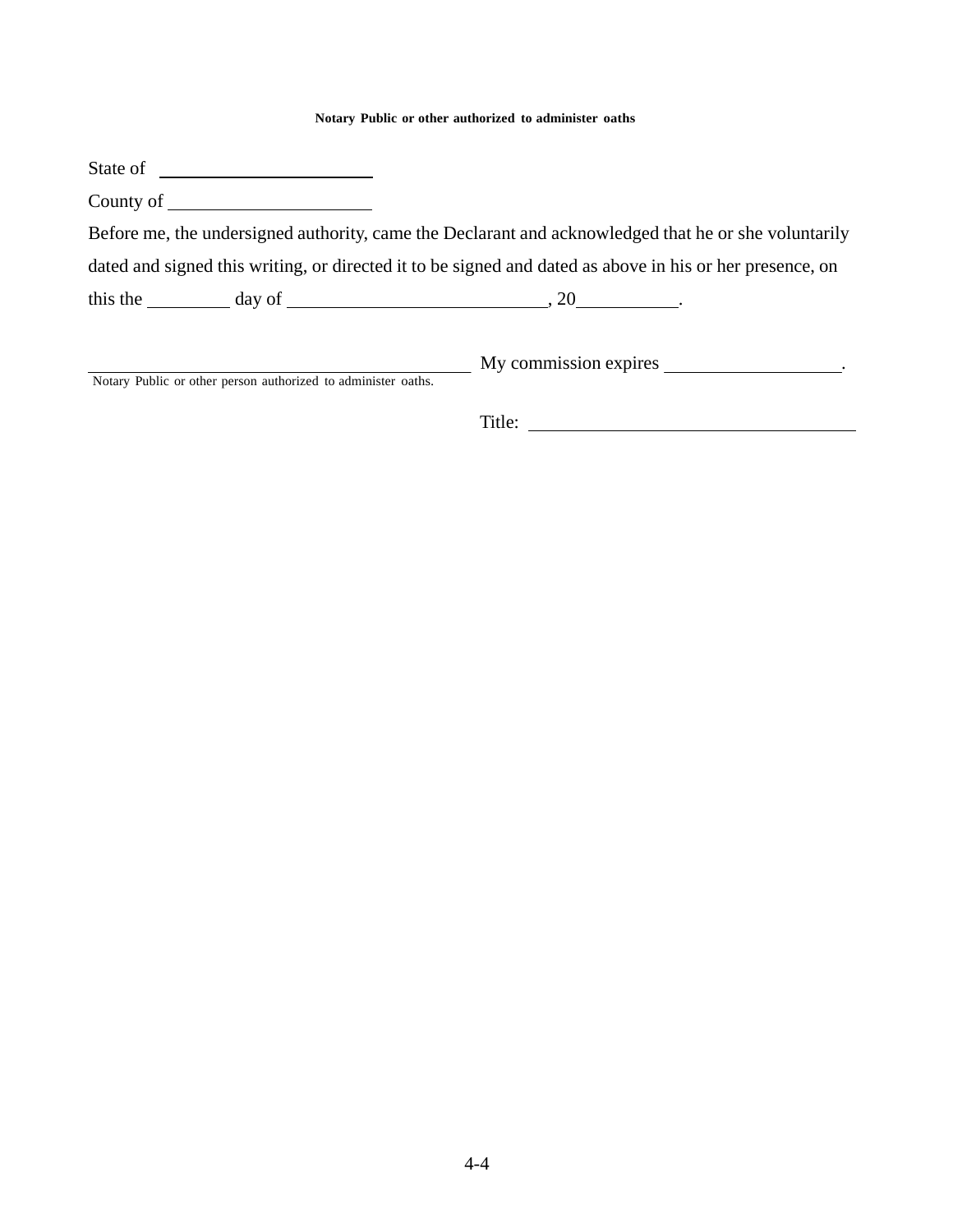**Notary Public or other authorized to administer oaths**

State of ____________________

County of ____________________

Before me, the undersigned authority, came the Declarant and acknowledged that he or she voluntarily dated and signed this writing, or directed it to be signed and dated as above in his or her presence, on this the ________ day of ________________________, 20__________.

______________________________________ My commission expires __________________.

Notary Public or other person authorized to administer oaths.

Title: ________________________________